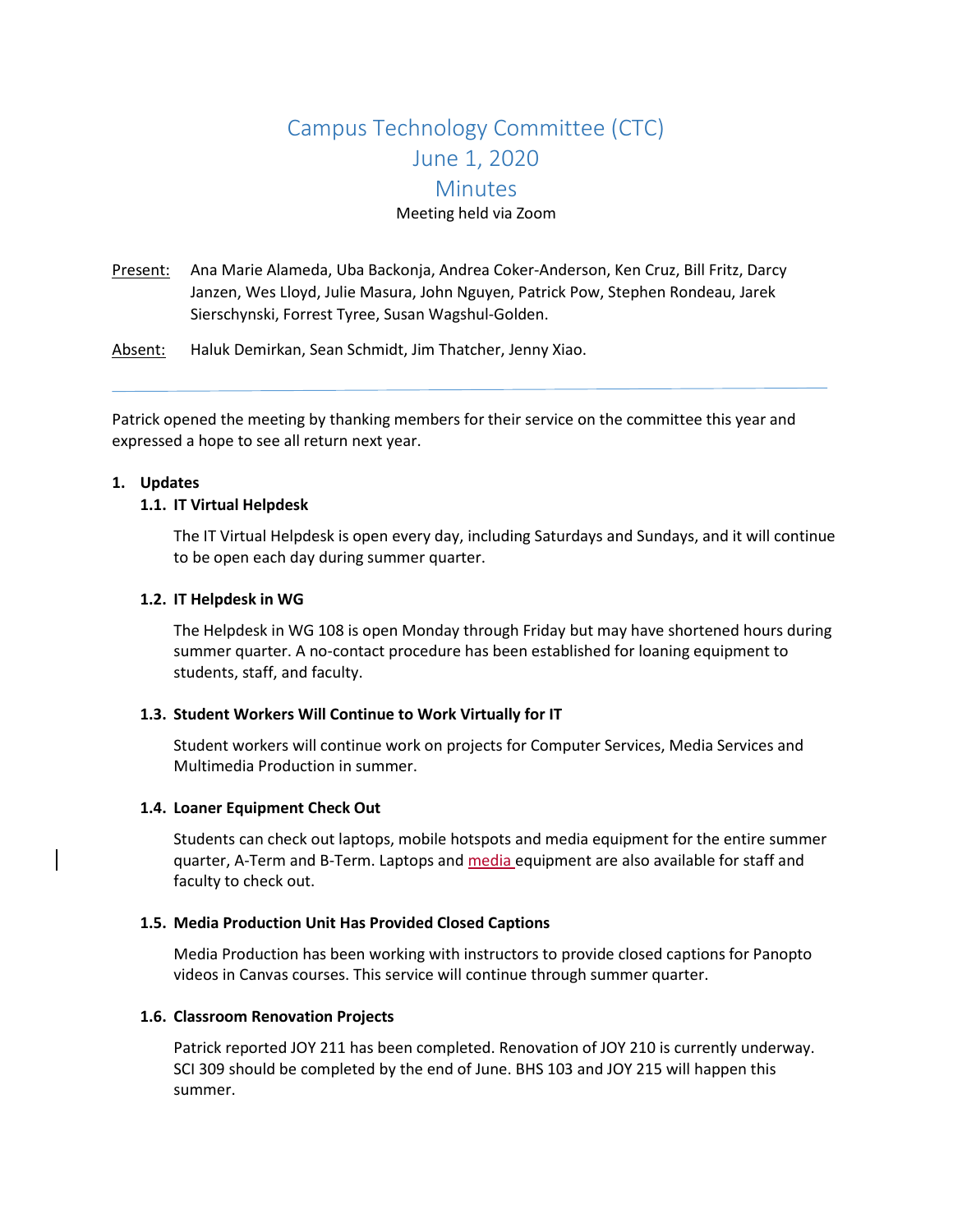# Campus Technology Committee (CTC)
# June 1, 2020
# Minutes

Meeting held via Zoom

Present: Ana Marie Alameda, Uba Backonja, Andrea Coker-Anderson, Ken Cruz, Bill Fritz, Darcy Janzen, Wes Lloyd, Julie Masura, John Nguyen, Patrick Pow, Stephen Rondeau, Jarek Sierschynski, Forrest Tyree, Susan Wagshul-Golden.

Absent: Haluk Demirkan, Sean Schmidt, Jim Thatcher, Jenny Xiao.

---

Patrick opened the meeting by thanking members for their service on the committee this year and expressed a hope to see all return next year.

## 1. Updates

### 1.1. IT Virtual Helpdesk

The IT Virtual Helpdesk is open every day, including Saturdays and Sundays, and it will continue to be open each day during summer quarter.

### 1.2. IT Helpdesk in WG

The Helpdesk in WG 108 is open Monday through Friday but may have shortened hours during summer quarter. A no-contact procedure has been established for loaning equipment to students, staff, and faculty.

### 1.3. Student Workers Will Continue to Work Virtually for IT

Student workers will continue work on projects for Computer Services, Media Services and Multimedia Production in summer.

### 1.4. Loaner Equipment Check Out

Students can check out laptops, mobile hotspots and media equipment for the entire summer quarter, A-Term and B-Term. Laptops and media equipment are also available for staff and faculty to check out.

### 1.5. Media Production Unit Has Provided Closed Captions

Media Production has been working with instructors to provide closed captions for Panopto videos in Canvas courses. This service will continue through summer quarter.

### 1.6. Classroom Renovation Projects

Patrick reported JOY 211 has been completed. Renovation of JOY 210 is currently underway. SCI 309 should be completed by the end of June. BHS 103 and JOY 215 will happen this summer.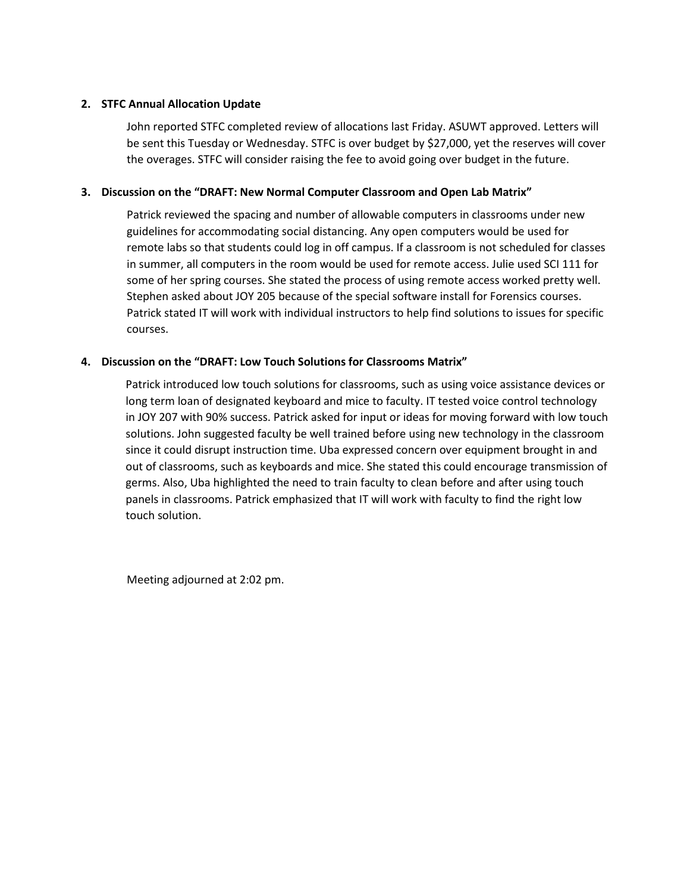2. **STFC Annual Allocation Update**

   John reported STFC completed review of allocations last Friday. ASUWT approved. Letters will be sent this Tuesday or Wednesday. STFC is over budget by $27,000, yet the reserves will cover the overages. STFC will consider raising the fee to avoid going over budget in the future.

3. **Discussion on the "DRAFT: New Normal Computer Classroom and Open Lab Matrix"**

   Patrick reviewed the spacing and number of allowable computers in classrooms under new guidelines for accommodating social distancing. Any open computers would be used for remote labs so that students could log in off campus. If a classroom is not scheduled for classes in summer, all computers in the room would be used for remote access. Julie used SCI 111 for some of her spring courses. She stated the process of using remote access worked pretty well. Stephen asked about JOY 205 because of the special software install for Forensics courses. Patrick stated IT will work with individual instructors to help find solutions to issues for specific courses.

4. **Discussion on the "DRAFT: Low Touch Solutions for Classrooms Matrix"**

   Patrick introduced low touch solutions for classrooms, such as using voice assistance devices or long term loan of designated keyboard and mice to faculty. IT tested voice control technology in JOY 207 with 90% success. Patrick asked for input or ideas for moving forward with low touch solutions. John suggested faculty be well trained before using new technology in the classroom since it could disrupt instruction time. Uba expressed concern over equipment brought in and out of classrooms, such as keyboards and mice. She stated this could encourage transmission of germs. Also, Uba highlighted the need to train faculty to clean before and after using touch panels in classrooms. Patrick emphasized that IT will work with faculty to find the right low touch solution.

Meeting adjourned at 2:02 pm.